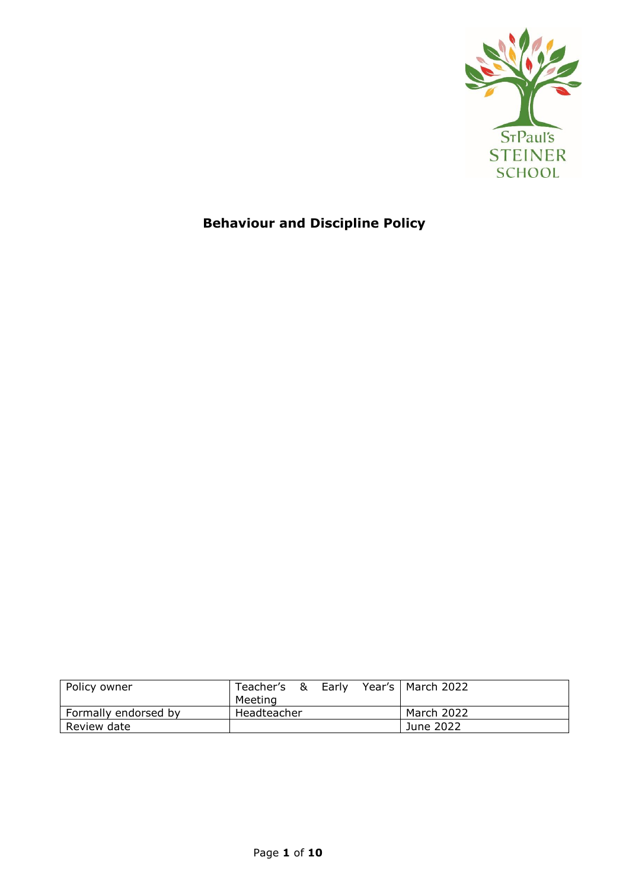St Paul's STEINER SCHOOL

# Behaviour and Discipline Policy

| Policy owner | Teacher's & Early Year's Meeting | March 2022 |
|---|---|---|
| Formally endorsed by | Headteacher | March 2022 |
| Review date | | June 2022 |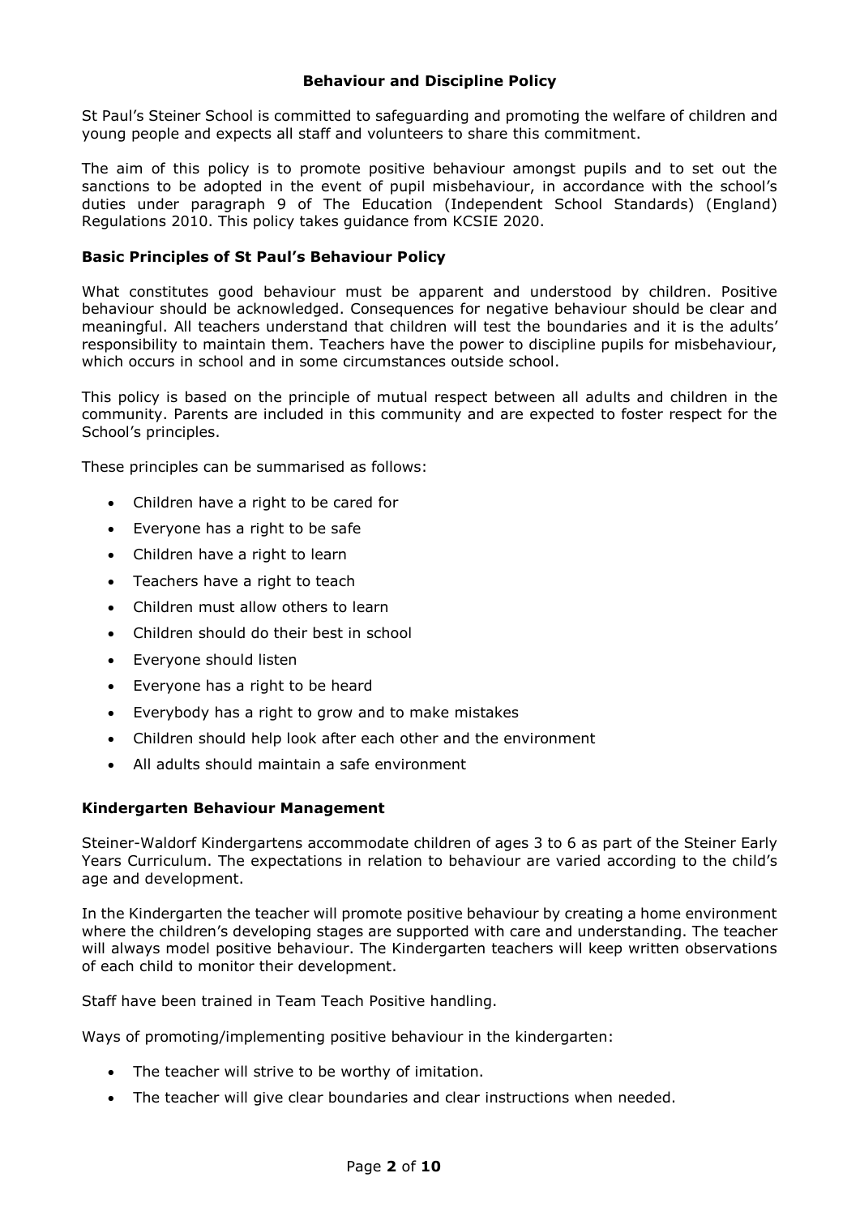## Behaviour and Discipline Policy

St Paul's Steiner School is committed to safeguarding and promoting the welfare of children and young people and expects all staff and volunteers to share this commitment.

The aim of this policy is to promote positive behaviour amongst pupils and to set out the sanctions to be adopted in the event of pupil misbehaviour, in accordance with the school's duties under paragraph 9 of The Education (Independent School Standards) (England) Regulations 2010. This policy takes guidance from KCSIE 2020.

### Basic Principles of St Paul's Behaviour Policy

What constitutes good behaviour must be apparent and understood by children. Positive behaviour should be acknowledged. Consequences for negative behaviour should be clear and meaningful. All teachers understand that children will test the boundaries and it is the adults' responsibility to maintain them. Teachers have the power to discipline pupils for misbehaviour, which occurs in school and in some circumstances outside school.

This policy is based on the principle of mutual respect between all adults and children in the community. Parents are included in this community and are expected to foster respect for the School's principles.

These principles can be summarised as follows:

- Children have a right to be cared for
- Everyone has a right to be safe
- Children have a right to learn
- Teachers have a right to teach
- Children must allow others to learn
- Children should do their best in school
- Everyone should listen
- Everyone has a right to be heard
- Everybody has a right to grow and to make mistakes
- Children should help look after each other and the environment
- All adults should maintain a safe environment

### Kindergarten Behaviour Management

Steiner-Waldorf Kindergartens accommodate children of ages 3 to 6 as part of the Steiner Early Years Curriculum. The expectations in relation to behaviour are varied according to the child's age and development.

In the Kindergarten the teacher will promote positive behaviour by creating a home environment where the children's developing stages are supported with care and understanding. The teacher will always model positive behaviour. The Kindergarten teachers will keep written observations of each child to monitor their development.

Staff have been trained in Team Teach Positive handling.

Ways of promoting/implementing positive behaviour in the kindergarten:

- The teacher will strive to be worthy of imitation.
- The teacher will give clear boundaries and clear instructions when needed.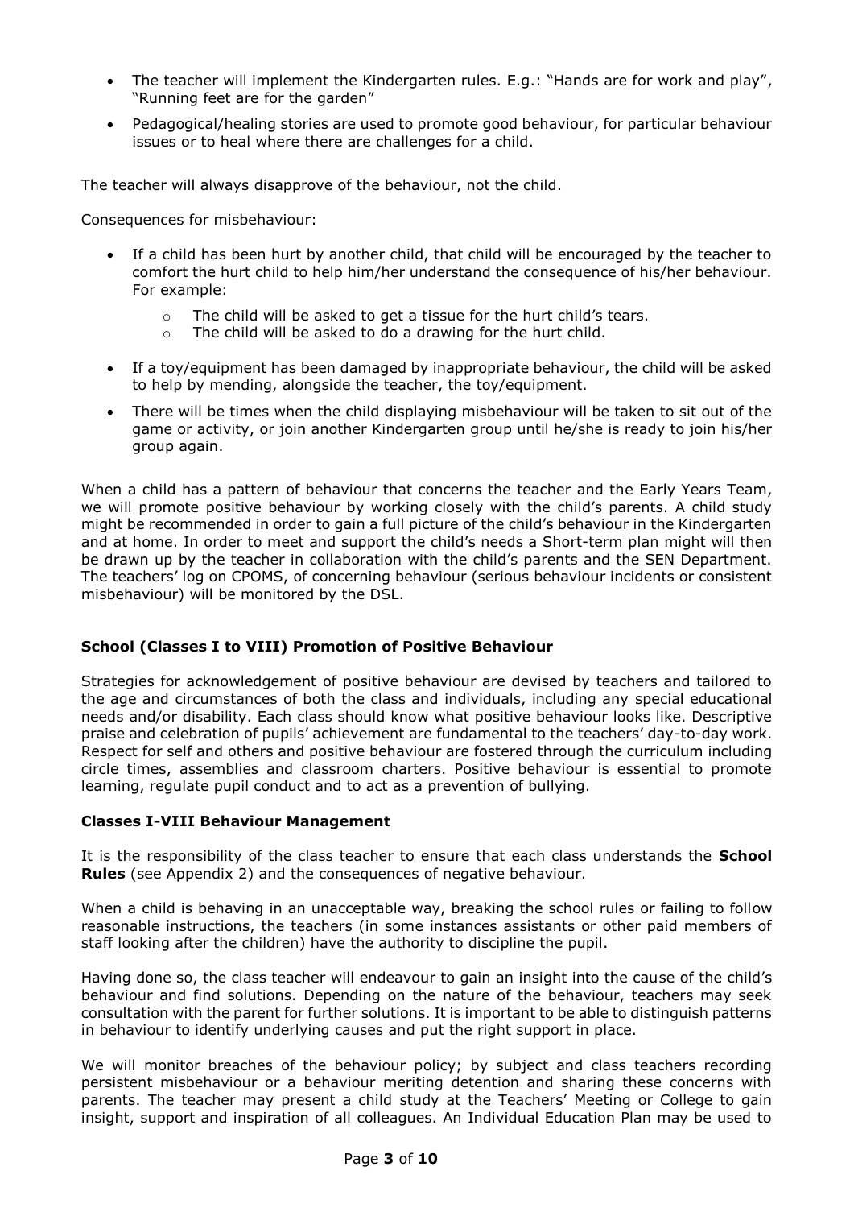- The teacher will implement the Kindergarten rules. E.g.: "Hands are for work and play", "Running feet are for the garden"
- Pedagogical/healing stories are used to promote good behaviour, for particular behaviour issues or to heal where there are challenges for a child.

The teacher will always disapprove of the behaviour, not the child.

Consequences for misbehaviour:

- If a child has been hurt by another child, that child will be encouraged by the teacher to comfort the hurt child to help him/her understand the consequence of his/her behaviour. For example:
    - The child will be asked to get a tissue for the hurt child's tears.
    - The child will be asked to do a drawing for the hurt child.
- If a toy/equipment has been damaged by inappropriate behaviour, the child will be asked to help by mending, alongside the teacher, the toy/equipment.
- There will be times when the child displaying misbehaviour will be taken to sit out of the game or activity, or join another Kindergarten group until he/she is ready to join his/her group again.

When a child has a pattern of behaviour that concerns the teacher and the Early Years Team, we will promote positive behaviour by working closely with the child's parents. A child study might be recommended in order to gain a full picture of the child's behaviour in the Kindergarten and at home. In order to meet and support the child's needs a Short-term plan might will then be drawn up by the teacher in collaboration with the child's parents and the SEN Department. The teachers' log on CPOMS, of concerning behaviour (serious behaviour incidents or consistent misbehaviour) will be monitored by the DSL.

### School (Classes I to VIII) Promotion of Positive Behaviour

Strategies for acknowledgement of positive behaviour are devised by teachers and tailored to the age and circumstances of both the class and individuals, including any special educational needs and/or disability. Each class should know what positive behaviour looks like. Descriptive praise and celebration of pupils' achievement are fundamental to the teachers' day-to-day work. Respect for self and others and positive behaviour are fostered through the curriculum including circle times, assemblies and classroom charters. Positive behaviour is essential to promote learning, regulate pupil conduct and to act as a prevention of bullying.

### Classes I-VIII Behaviour Management

It is the responsibility of the class teacher to ensure that each class understands the **School Rules** (see Appendix 2) and the consequences of negative behaviour.

When a child is behaving in an unacceptable way, breaking the school rules or failing to follow reasonable instructions, the teachers (in some instances assistants or other paid members of staff looking after the children) have the authority to discipline the pupil.

Having done so, the class teacher will endeavour to gain an insight into the cause of the child's behaviour and find solutions. Depending on the nature of the behaviour, teachers may seek consultation with the parent for further solutions. It is important to be able to distinguish patterns in behaviour to identify underlying causes and put the right support in place.

We will monitor breaches of the behaviour policy; by subject and class teachers recording persistent misbehaviour or a behaviour meriting detention and sharing these concerns with parents. The teacher may present a child study at the Teachers' Meeting or College to gain insight, support and inspiration of all colleagues. An Individual Education Plan may be used to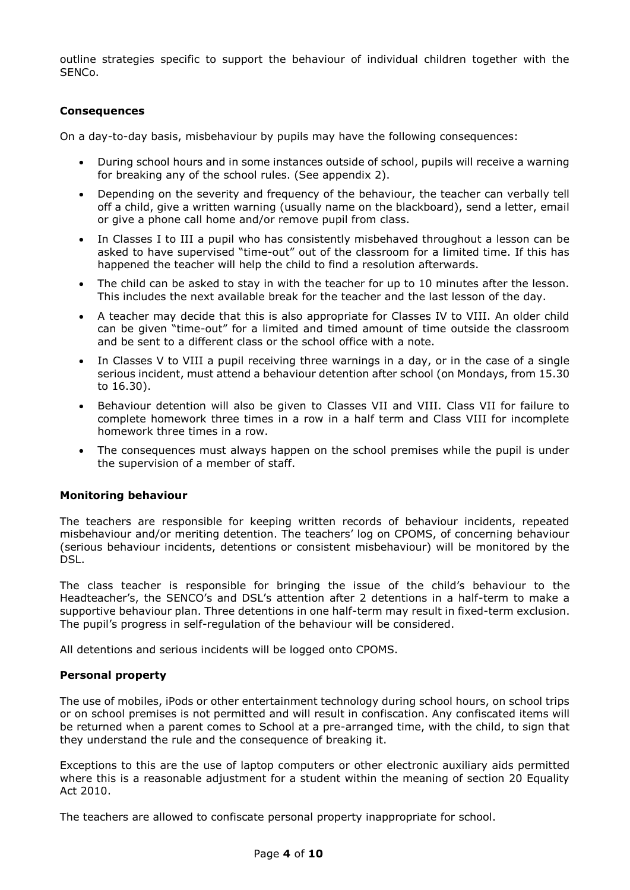outline strategies specific to support the behaviour of individual children together with the SENCo.

**Consequences**

On a day-to-day basis, misbehaviour by pupils may have the following consequences:

- During school hours and in some instances outside of school, pupils will receive a warning for breaking any of the school rules. (See appendix 2).
- Depending on the severity and frequency of the behaviour, the teacher can verbally tell off a child, give a written warning (usually name on the blackboard), send a letter, email or give a phone call home and/or remove pupil from class.
- In Classes I to III a pupil who has consistently misbehaved throughout a lesson can be asked to have supervised "time-out" out of the classroom for a limited time. If this has happened the teacher will help the child to find a resolution afterwards.
- The child can be asked to stay in with the teacher for up to 10 minutes after the lesson. This includes the next available break for the teacher and the last lesson of the day.
- A teacher may decide that this is also appropriate for Classes IV to VIII. An older child can be given "time-out" for a limited and timed amount of time outside the classroom and be sent to a different class or the school office with a note.
- In Classes V to VIII a pupil receiving three warnings in a day, or in the case of a single serious incident, must attend a behaviour detention after school (on Mondays, from 15.30 to 16.30).
- Behaviour detention will also be given to Classes VII and VIII. Class VII for failure to complete homework three times in a row in a half term and Class VIII for incomplete homework three times in a row.
- The consequences must always happen on the school premises while the pupil is under the supervision of a member of staff.

**Monitoring behaviour**

The teachers are responsible for keeping written records of behaviour incidents, repeated misbehaviour and/or meriting detention. The teachers' log on CPOMS, of concerning behaviour (serious behaviour incidents, detentions or consistent misbehaviour) will be monitored by the DSL.

The class teacher is responsible for bringing the issue of the child's behaviour to the Headteacher's, the SENCO's and DSL's attention after 2 detentions in a half-term to make a supportive behaviour plan. Three detentions in one half-term may result in fixed-term exclusion. The pupil's progress in self-regulation of the behaviour will be considered.

All detentions and serious incidents will be logged onto CPOMS.

**Personal property**

The use of mobiles, iPods or other entertainment technology during school hours, on school trips or on school premises is not permitted and will result in confiscation. Any confiscated items will be returned when a parent comes to School at a pre-arranged time, with the child, to sign that they understand the rule and the consequence of breaking it.

Exceptions to this are the use of laptop computers or other electronic auxiliary aids permitted where this is a reasonable adjustment for a student within the meaning of section 20 Equality Act 2010.

The teachers are allowed to confiscate personal property inappropriate for school.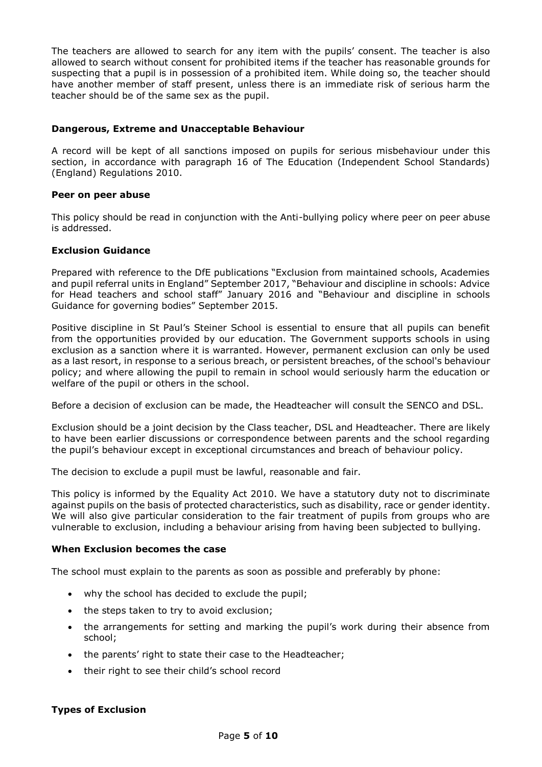The teachers are allowed to search for any item with the pupils' consent. The teacher is also allowed to search without consent for prohibited items if the teacher has reasonable grounds for suspecting that a pupil is in possession of a prohibited item. While doing so, the teacher should have another member of staff present, unless there is an immediate risk of serious harm the teacher should be of the same sex as the pupil.

**Dangerous, Extreme and Unacceptable Behaviour**

A record will be kept of all sanctions imposed on pupils for serious misbehaviour under this section, in accordance with paragraph 16 of The Education (Independent School Standards) (England) Regulations 2010.

**Peer on peer abuse**

This policy should be read in conjunction with the Anti-bullying policy where peer on peer abuse is addressed.

**Exclusion Guidance**

Prepared with reference to the DfE publications "Exclusion from maintained schools, Academies and pupil referral units in England" September 2017, "Behaviour and discipline in schools: Advice for Head teachers and school staff" January 2016 and "Behaviour and discipline in schools Guidance for governing bodies" September 2015.

Positive discipline in St Paul's Steiner School is essential to ensure that all pupils can benefit from the opportunities provided by our education. The Government supports schools in using exclusion as a sanction where it is warranted. However, permanent exclusion can only be used as a last resort, in response to a serious breach, or persistent breaches, of the school's behaviour policy; and where allowing the pupil to remain in school would seriously harm the education or welfare of the pupil or others in the school.

Before a decision of exclusion can be made, the Headteacher will consult the SENCO and DSL.

Exclusion should be a joint decision by the Class teacher, DSL and Headteacher. There are likely to have been earlier discussions or correspondence between parents and the school regarding the pupil's behaviour except in exceptional circumstances and breach of behaviour policy.

The decision to exclude a pupil must be lawful, reasonable and fair.

This policy is informed by the Equality Act 2010. We have a statutory duty not to discriminate against pupils on the basis of protected characteristics, such as disability, race or gender identity. We will also give particular consideration to the fair treatment of pupils from groups who are vulnerable to exclusion, including a behaviour arising from having been subjected to bullying.

**When Exclusion becomes the case**

The school must explain to the parents as soon as possible and preferably by phone:

- why the school has decided to exclude the pupil;
- the steps taken to try to avoid exclusion;
- the arrangements for setting and marking the pupil's work during their absence from school;
- the parents' right to state their case to the Headteacher;
- their right to see their child's school record

**Types of Exclusion**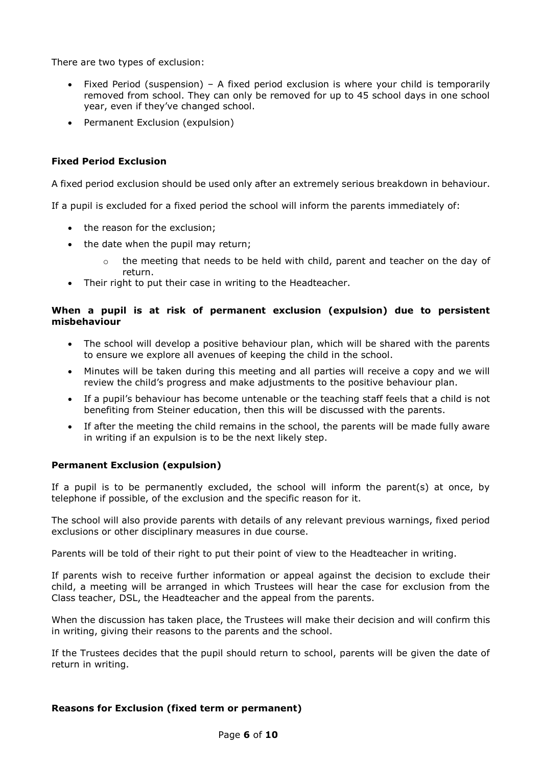There are two types of exclusion:

- Fixed Period (suspension) – A fixed period exclusion is where your child is temporarily removed from school. They can only be removed for up to 45 school days in one school year, even if they've changed school.
- Permanent Exclusion (expulsion)

**Fixed Period Exclusion**

A fixed period exclusion should be used only after an extremely serious breakdown in behaviour.

If a pupil is excluded for a fixed period the school will inform the parents immediately of:

- the reason for the exclusion;
- the date when the pupil may return;
    - the meeting that needs to be held with child, parent and teacher on the day of return.
- Their right to put their case in writing to the Headteacher.

**When a pupil is at risk of permanent exclusion (expulsion) due to persistent misbehaviour**

- The school will develop a positive behaviour plan, which will be shared with the parents to ensure we explore all avenues of keeping the child in the school.
- Minutes will be taken during this meeting and all parties will receive a copy and we will review the child's progress and make adjustments to the positive behaviour plan.
- If a pupil's behaviour has become untenable or the teaching staff feels that a child is not benefiting from Steiner education, then this will be discussed with the parents.
- If after the meeting the child remains in the school, the parents will be made fully aware in writing if an expulsion is to be the next likely step.

**Permanent Exclusion (expulsion)**

If a pupil is to be permanently excluded, the school will inform the parent(s) at once, by telephone if possible, of the exclusion and the specific reason for it.

The school will also provide parents with details of any relevant previous warnings, fixed period exclusions or other disciplinary measures in due course.

Parents will be told of their right to put their point of view to the Headteacher in writing.

If parents wish to receive further information or appeal against the decision to exclude their child, a meeting will be arranged in which Trustees will hear the case for exclusion from the Class teacher, DSL, the Headteacher and the appeal from the parents.

When the discussion has taken place, the Trustees will make their decision and will confirm this in writing, giving their reasons to the parents and the school.

If the Trustees decides that the pupil should return to school, parents will be given the date of return in writing.

**Reasons for Exclusion (fixed term or permanent)**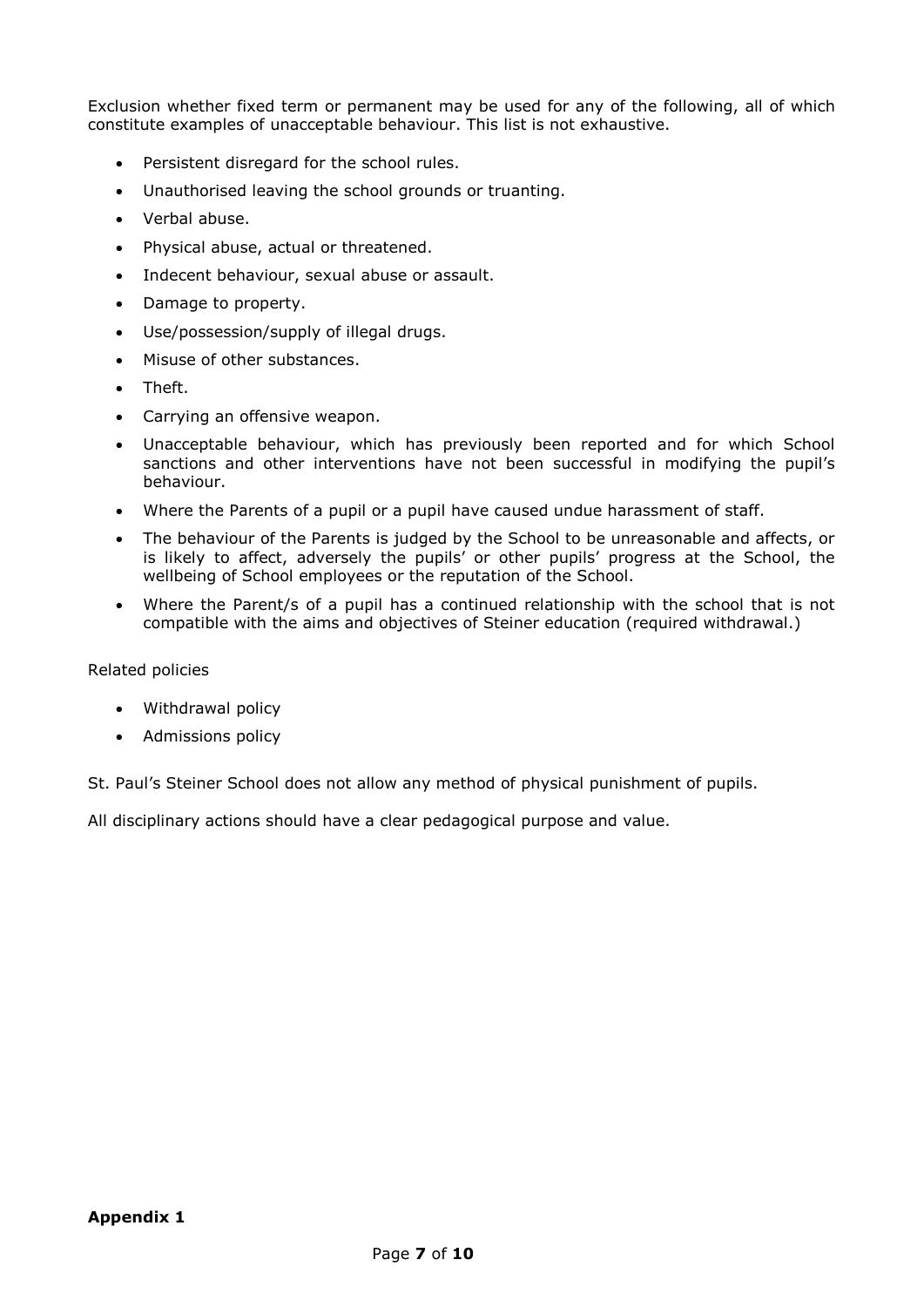Exclusion whether fixed term or permanent may be used for any of the following, all of which constitute examples of unacceptable behaviour. This list is not exhaustive.

- Persistent disregard for the school rules.
- Unauthorised leaving the school grounds or truanting.
- Verbal abuse.
- Physical abuse, actual or threatened.
- Indecent behaviour, sexual abuse or assault.
- Damage to property.
- Use/possession/supply of illegal drugs.
- Misuse of other substances.
- Theft.
- Carrying an offensive weapon.
- Unacceptable behaviour, which has previously been reported and for which School sanctions and other interventions have not been successful in modifying the pupil's behaviour.
- Where the Parents of a pupil or a pupil have caused undue harassment of staff.
- The behaviour of the Parents is judged by the School to be unreasonable and affects, or is likely to affect, adversely the pupils' or other pupils' progress at the School, the wellbeing of School employees or the reputation of the School.
- Where the Parent/s of a pupil has a continued relationship with the school that is not compatible with the aims and objectives of Steiner education (required withdrawal.)

Related policies

- Withdrawal policy
- Admissions policy

St. Paul's Steiner School does not allow any method of physical punishment of pupils.

All disciplinary actions should have a clear pedagogical purpose and value.

**Appendix 1**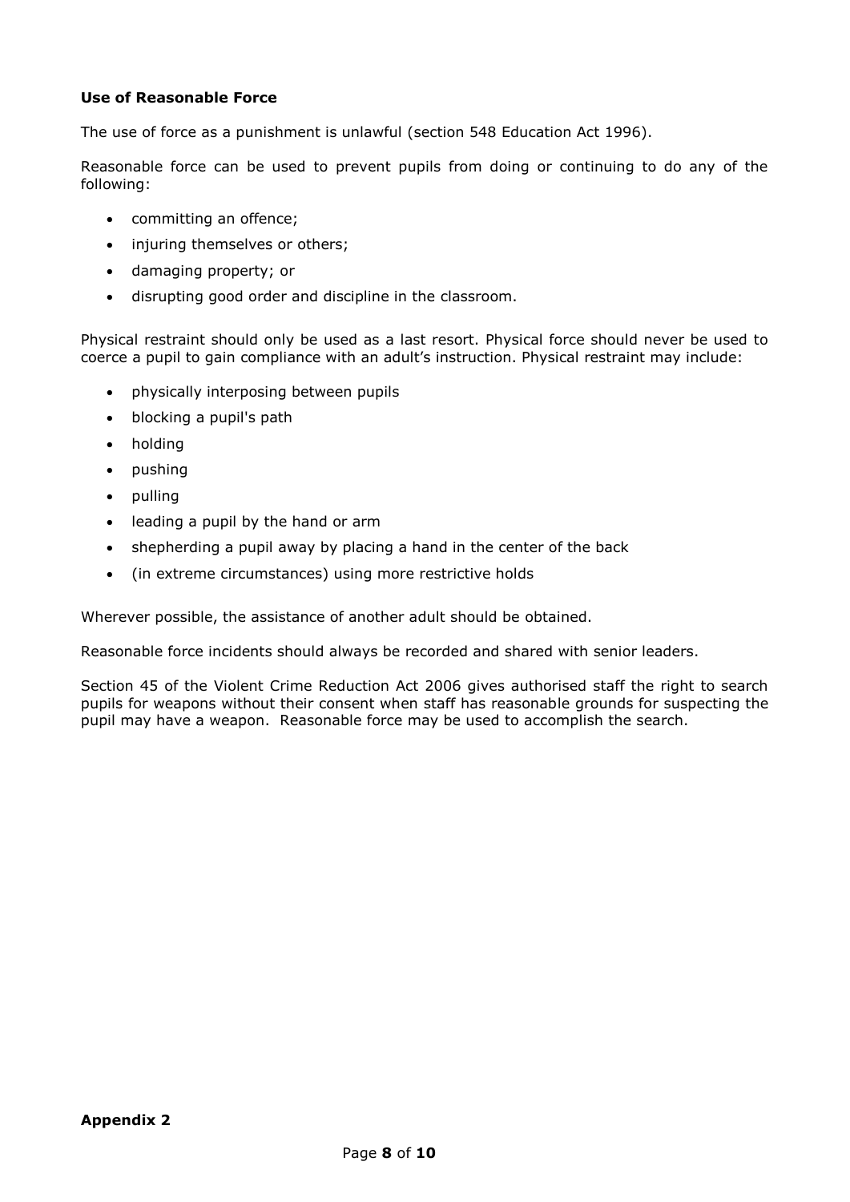**Use of Reasonable Force**

The use of force as a punishment is unlawful (section 548 Education Act 1996).

Reasonable force can be used to prevent pupils from doing or continuing to do any of the following:

- committing an offence;
- injuring themselves or others;
- damaging property; or
- disrupting good order and discipline in the classroom.

Physical restraint should only be used as a last resort. Physical force should never be used to coerce a pupil to gain compliance with an adult's instruction. Physical restraint may include:

- physically interposing between pupils
- blocking a pupil's path
- holding
- pushing
- pulling
- leading a pupil by the hand or arm
- shepherding a pupil away by placing a hand in the center of the back
- (in extreme circumstances) using more restrictive holds

Wherever possible, the assistance of another adult should be obtained.

Reasonable force incidents should always be recorded and shared with senior leaders.

Section 45 of the Violent Crime Reduction Act 2006 gives authorised staff the right to search pupils for weapons without their consent when staff has reasonable grounds for suspecting the pupil may have a weapon. Reasonable force may be used to accomplish the search.

**Appendix 2**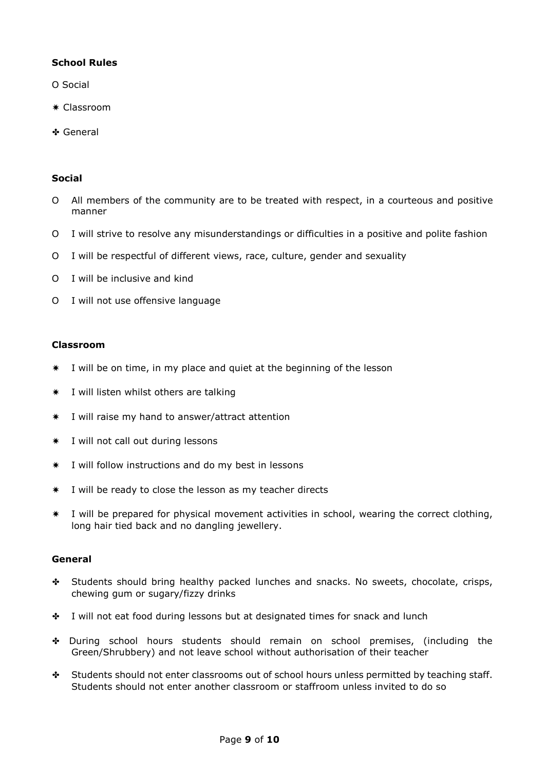**School Rules**

O Social

✷ Classroom

✣ General

**Social**

- O All members of the community are to be treated with respect, in a courteous and positive manner
- O I will strive to resolve any misunderstandings or difficulties in a positive and polite fashion
- O I will be respectful of different views, race, culture, gender and sexuality
- O I will be inclusive and kind
- O I will not use offensive language

**Classroom**

- ✷ I will be on time, in my place and quiet at the beginning of the lesson
- ✷ I will listen whilst others are talking
- ✷ I will raise my hand to answer/attract attention
- ✷ I will not call out during lessons
- ✷ I will follow instructions and do my best in lessons
- ✷ I will be ready to close the lesson as my teacher directs
- ✷ I will be prepared for physical movement activities in school, wearing the correct clothing, long hair tied back and no dangling jewellery.

**General**

- ✣ Students should bring healthy packed lunches and snacks. No sweets, chocolate, crisps, chewing gum or sugary/fizzy drinks
- ✣ I will not eat food during lessons but at designated times for snack and lunch
- ✣ During school hours students should remain on school premises, (including the Green/Shrubbery) and not leave school without authorisation of their teacher
- ✣ Students should not enter classrooms out of school hours unless permitted by teaching staff. Students should not enter another classroom or staffroom unless invited to do so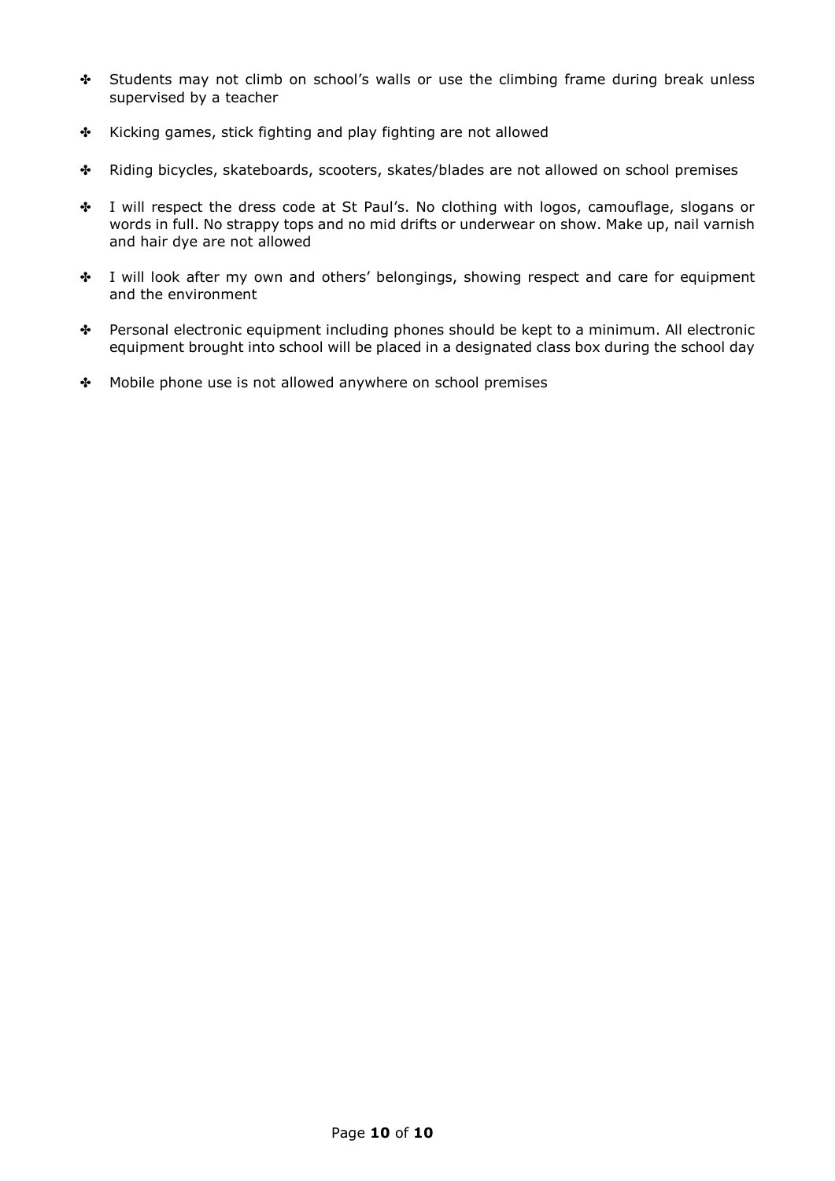- Students may not climb on school's walls or use the climbing frame during break unless supervised by a teacher
- Kicking games, stick fighting and play fighting are not allowed
- Riding bicycles, skateboards, scooters, skates/blades are not allowed on school premises
- I will respect the dress code at St Paul's. No clothing with logos, camouflage, slogans or words in full. No strappy tops and no mid drifts or underwear on show. Make up, nail varnish and hair dye are not allowed
- I will look after my own and others' belongings, showing respect and care for equipment and the environment
- Personal electronic equipment including phones should be kept to a minimum. All electronic equipment brought into school will be placed in a designated class box during the school day
- Mobile phone use is not allowed anywhere on school premises